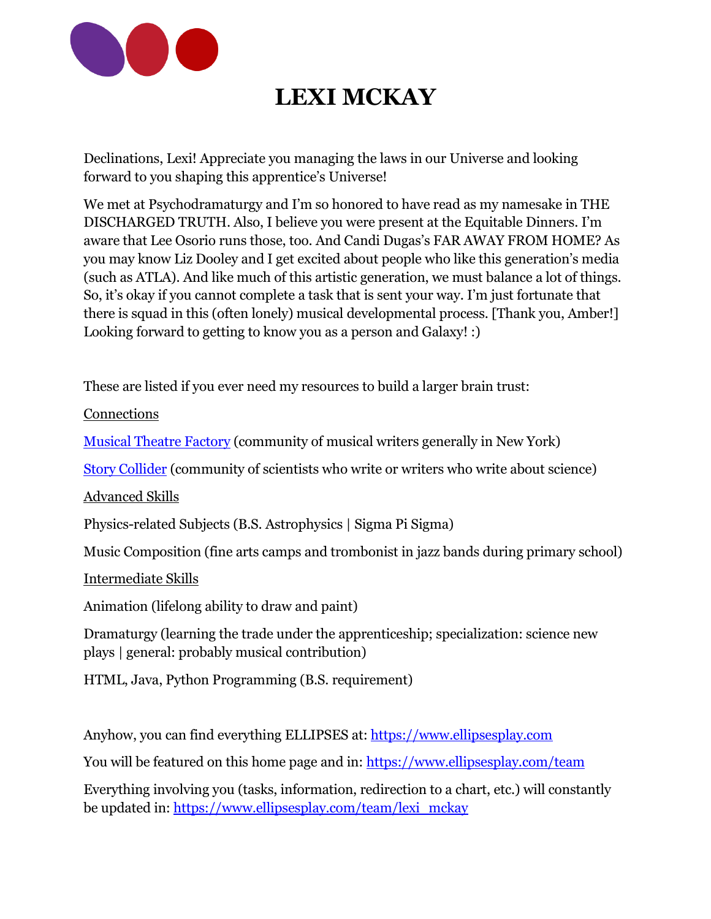# LEXI MCKAY

Declinations, Lexi! Appreciate you managing the laws in our Universe and looking forward to you shaping this apprentice's Universe!

We met at Psychodramaturgy and I'm so honored to have read as my namesake in THE DISCHARGED TRUTH. Also, I believe you were present at the Equitable Dinners. I'm aware that Lee Osorio runs those, too. And Candi Dugas's FAR AWAY FROM HOME? As you may know Liz Dooley and I get excited about people who like this generation's media (such as ATLA). And like much of this artistic generation, we must balance a lot of things. So, it's okay if you cannot complete a task that is sent your way. I'm just fortunate that there is squad in this (often lonely) musical developmental process. [Thank you, Amber!] Looking forward to getting to know you as a person and Galaxy! :)

These are listed if you ever need my resources to build a larger brain trust:

<u>Connections</u>

[Musical Theatre Factory](#) (community of musical writers generally in New York)

[Story Collider](#) (community of scientists who write or writers who write about science)

<u>Advanced Skills</u>

Physics-related Subjects (B.S. Astrophysics | Sigma Pi Sigma)

Music Composition (fine arts camps and trombonist in jazz bands during primary school)

<u>Intermediate Skills</u>

Animation (lifelong ability to draw and paint)

Dramaturgy (learning the trade under the apprenticeship; specialization: science new plays | general: probably musical contribution)

HTML, Java, Python Programming (B.S. requirement)

Anyhow, you can find everything ELLIPSES at: https://www.ellipsesplay.com

You will be featured on this home page and in: https://www.ellipsesplay.com/team

Everything involving you (tasks, information, redirection to a chart, etc.) will constantly be updated in: https://www.ellipsesplay.com/team/lexi_mckay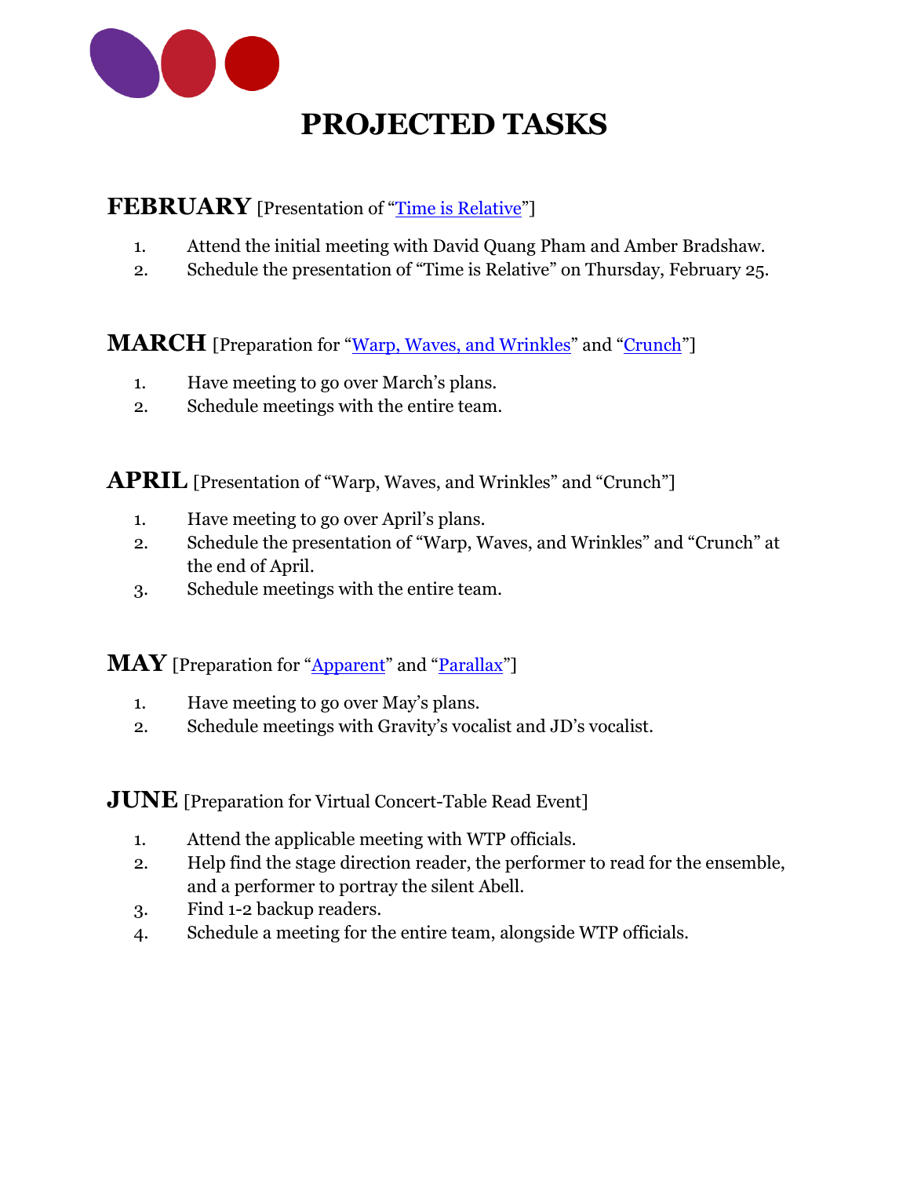# PROJECTED TASKS

## FEBRUARY [Presentation of "Time is Relative"]

1. Attend the initial meeting with David Quang Pham and Amber Bradshaw.
2. Schedule the presentation of "Time is Relative" on Thursday, February 25.

## MARCH [Preparation for "Warp, Waves, and Wrinkles" and "Crunch"]

1. Have meeting to go over March's plans.
2. Schedule meetings with the entire team.

## APRIL [Presentation of "Warp, Waves, and Wrinkles" and "Crunch"]

1. Have meeting to go over April's plans.
2. Schedule the presentation of "Warp, Waves, and Wrinkles" and "Crunch" at the end of April.
3. Schedule meetings with the entire team.

## MAY [Preparation for "Apparent" and "Parallax"]

1. Have meeting to go over May's plans.
2. Schedule meetings with Gravity's vocalist and JD's vocalist.

## JUNE [Preparation for Virtual Concert-Table Read Event]

1. Attend the applicable meeting with WTP officials.
2. Help find the stage direction reader, the performer to read for the ensemble, and a performer to portray the silent Abell.
3. Find 1-2 backup readers.
4. Schedule a meeting for the entire team, alongside WTP officials.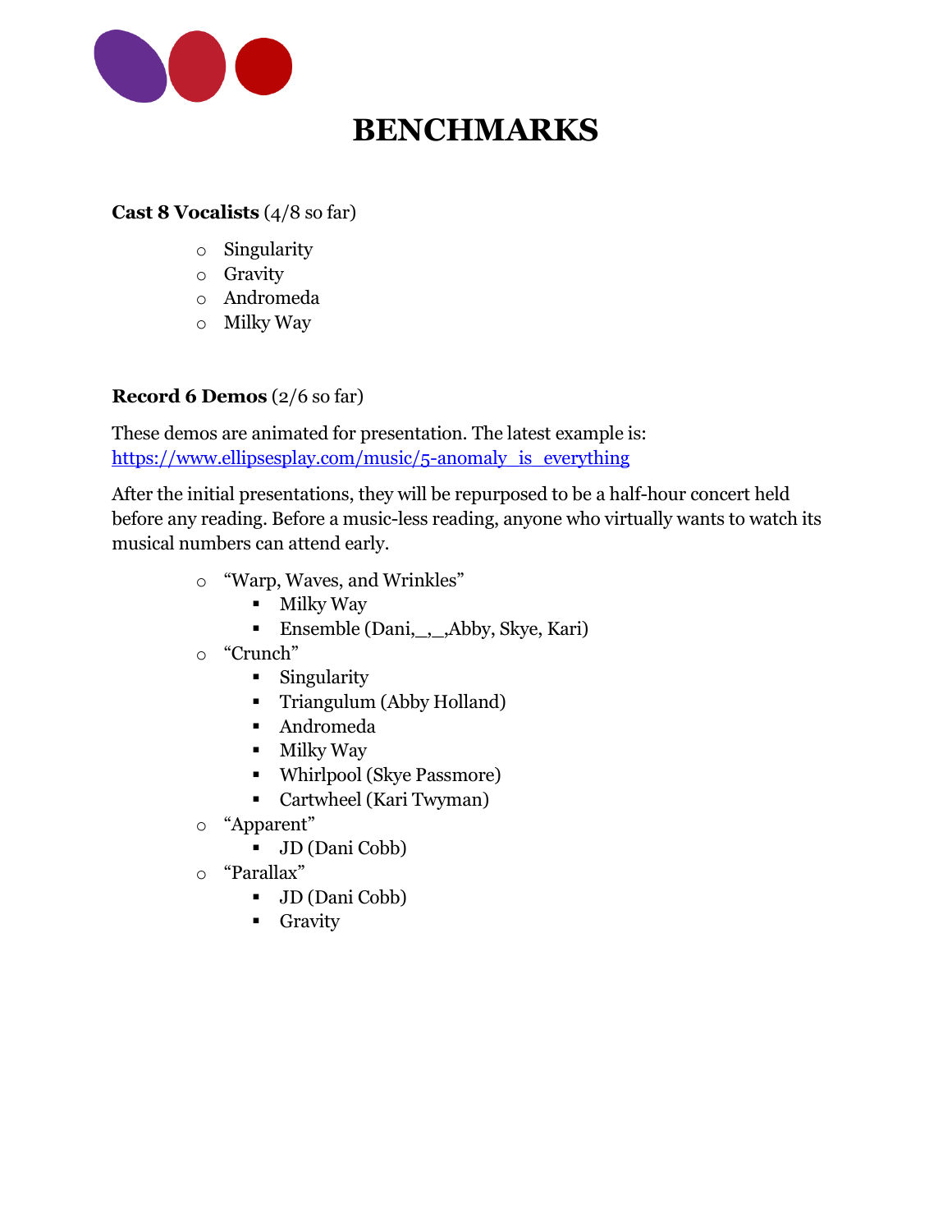# BENCHMARKS

**Cast 8 Vocalists** (4/8 so far)

- Singularity
- Gravity
- Andromeda
- Milky Way

**Record 6 Demos** (2/6 so far)

These demos are animated for presentation. The latest example is: [https://www.ellipsesplay.com/music/5-anomaly_is_everything](https://www.ellipsesplay.com/music/5-anomaly_is_everything)

After the initial presentations, they will be repurposed to be a half-hour concert held before any reading. Before a music-less reading, anyone who virtually wants to watch its musical numbers can attend early.

- "Warp, Waves, and Wrinkles"
  - Milky Way
  - Ensemble (Dani,_,_,Abby, Skye, Kari)
- "Crunch"
  - Singularity
  - Triangulum (Abby Holland)
  - Andromeda
  - Milky Way
  - Whirlpool (Skye Passmore)
  - Cartwheel (Kari Twyman)
- "Apparent"
  - JD (Dani Cobb)
- "Parallax"
  - JD (Dani Cobb)
  - Gravity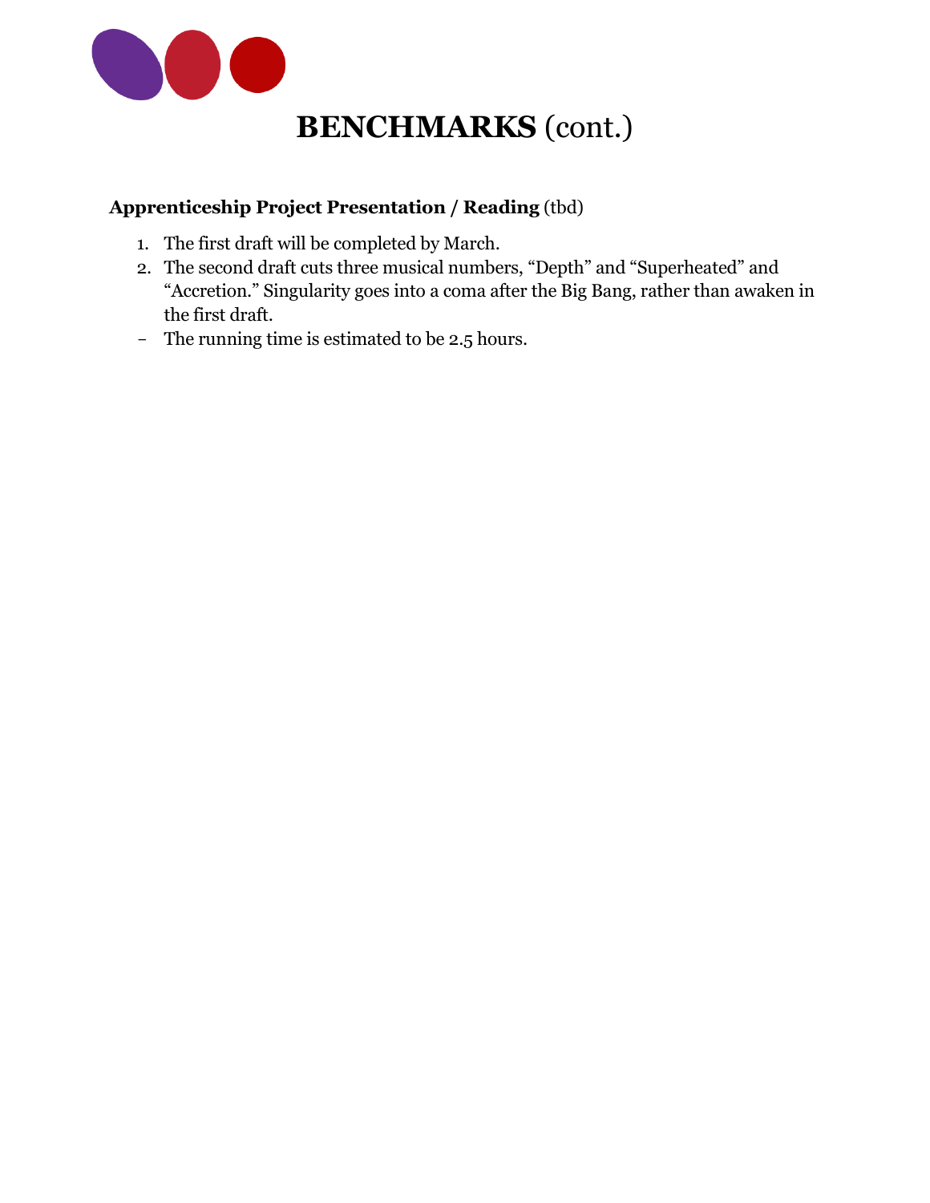# **BENCHMARKS** (cont.)

**Apprenticeship Project Presentation / Reading** (tbd)

1. The first draft will be completed by March.
2. The second draft cuts three musical numbers, "Depth" and "Superheated" and "Accretion." Singularity goes into a coma after the Big Bang, rather than awaken in the first draft.

- The running time is estimated to be 2.5 hours.